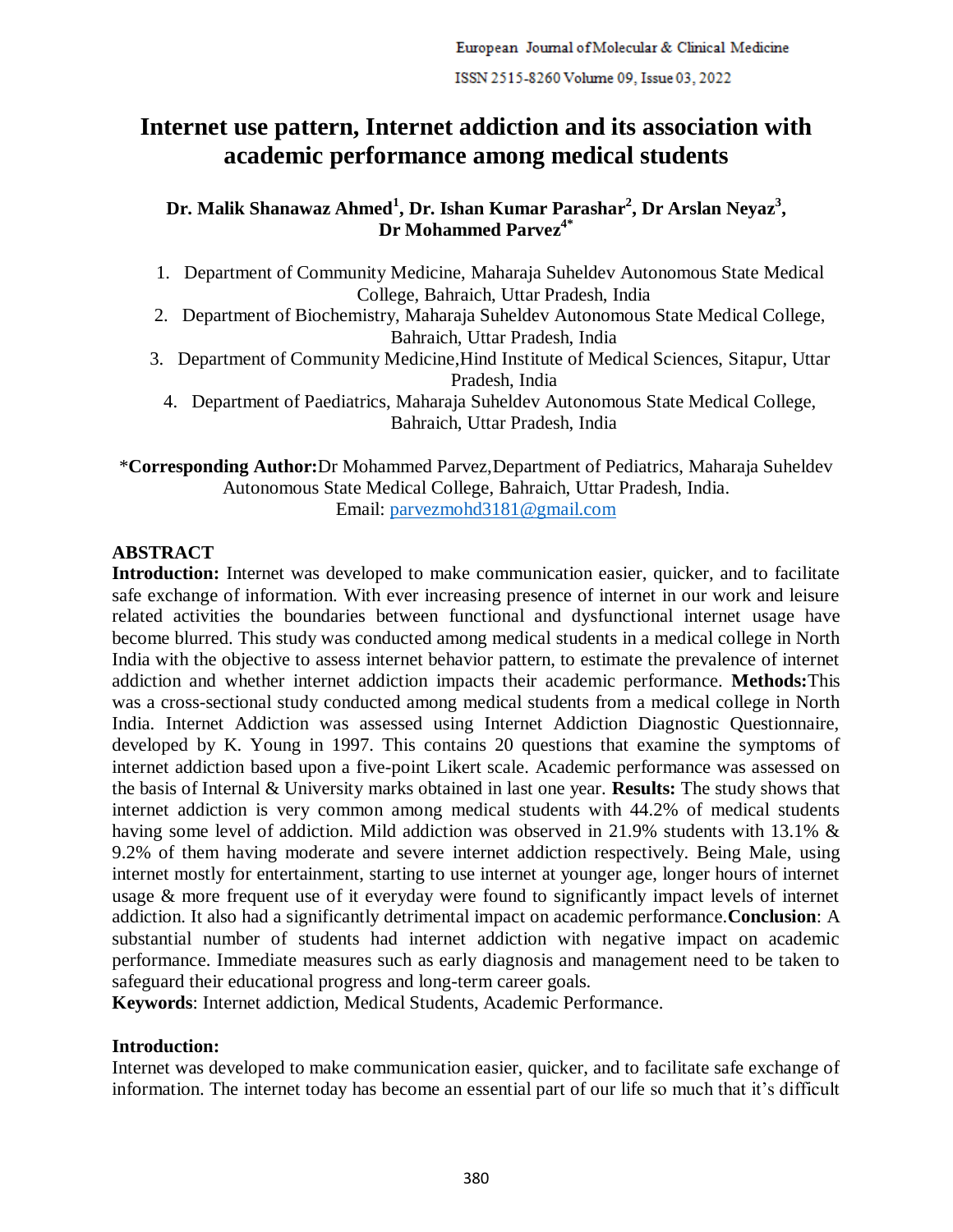# Internet use pattern, Internet addiction and its association with academic performance among medical students

**Dr. Malik Shanawaz Ahmed[1], Dr. Ishan Kumar Parashar[2], Dr Arslan Neyaz[3], Dr Mohammed Parvez[4*]**

1. Department of Community Medicine, Maharaja Suheldev Autonomous State Medical College, Bahraich, Uttar Pradesh, India
2. Department of Biochemistry, Maharaja Suheldev Autonomous State Medical College, Bahraich, Uttar Pradesh, India
3. Department of Community Medicine,Hind Institute of Medical Sciences, Sitapur, Uttar Pradesh, India
4. Department of Paediatrics, Maharaja Suheldev Autonomous State Medical College, Bahraich, Uttar Pradesh, India

*__Corresponding Author:__ Dr Mohammed Parvez,Department of Pediatrics, Maharaja Suheldev Autonomous State Medical College, Bahraich, Uttar Pradesh, India.
Email: parvezmohd3181@gmail.com

## ABSTRACT

**Introduction:** Internet was developed to make communication easier, quicker, and to facilitate safe exchange of information. With ever increasing presence of internet in our work and leisure related activities the boundaries between functional and dysfunctional internet usage have become blurred. This study was conducted among medical students in a medical college in North India with the objective to assess internet behavior pattern, to estimate the prevalence of internet addiction and whether internet addiction impacts their academic performance. **Methods:** This was a cross-sectional study conducted among medical students from a medical college in North India. Internet Addiction was assessed using Internet Addiction Diagnostic Questionnaire, developed by K. Young in 1997. This contains 20 questions that examine the symptoms of internet addiction based upon a five-point Likert scale. Academic performance was assessed on the basis of Internal & University marks obtained in last one year. **Results:** The study shows that internet addiction is very common among medical students with 44.2% of medical students having some level of addiction. Mild addiction was observed in 21.9% students with 13.1% & 9.2% of them having moderate and severe internet addiction respectively. Being Male, using internet mostly for entertainment, starting to use internet at younger age, longer hours of internet usage & more frequent use of it everyday were found to significantly impact levels of internet addiction. It also had a significantly detrimental impact on academic performance. **Conclusion**: A substantial number of students had internet addiction with negative impact on academic performance. Immediate measures such as early diagnosis and management need to be taken to safeguard their educational progress and long-term career goals.

**Keywords**: Internet addiction, Medical Students, Academic Performance.

## Introduction:

Internet was developed to make communication easier, quicker, and to facilitate safe exchange of information. The internet today has become an essential part of our life so much that it's difficult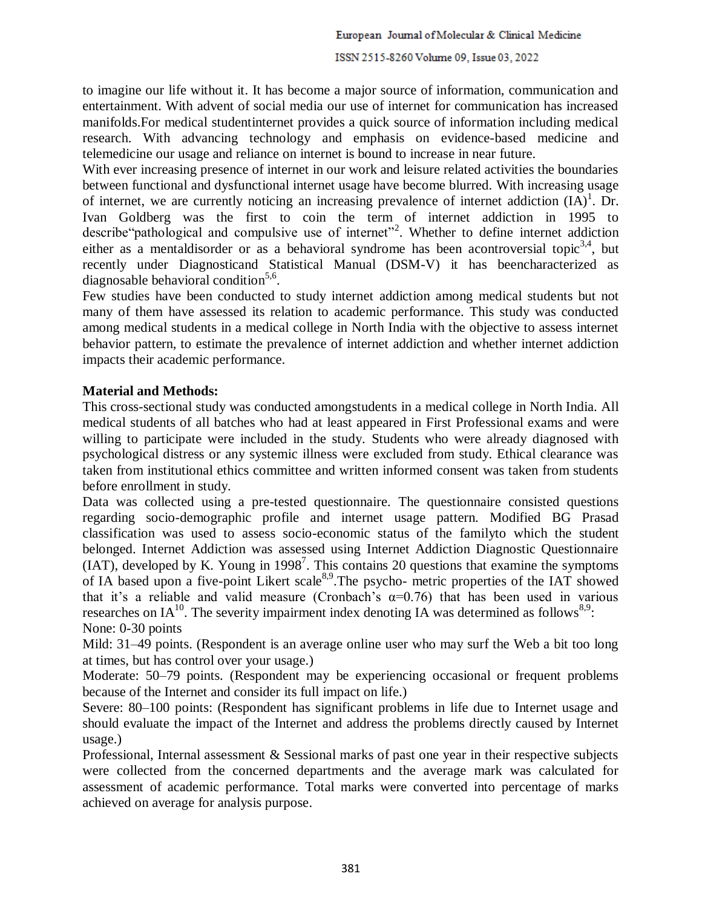to imagine our life without it. It has become a major source of information, communication and entertainment. With advent of social media our use of internet for communication has increased manifolds.For medical studentinternet provides a quick source of information including medical research. With advancing technology and emphasis on evidence-based medicine and telemedicine our usage and reliance on internet is bound to increase in near future.

With ever increasing presence of internet in our work and leisure related activities the boundaries between functional and dysfunctional internet usage have become blurred. With increasing usage of internet, we are currently noticing an increasing prevalence of internet addiction (IA)[1]. Dr. Ivan Goldberg was the first to coin the term of internet addiction in 1995 to describe"pathological and compulsive use of internet"[2]. Whether to define internet addiction either as a mentaldisorder or as a behavioral syndrome has been acontroversial topic[3,4], but recently under Diagnosticand Statistical Manual (DSM-V) it has beencharacterized as diagnosable behavioral condition[5,6].

Few studies have been conducted to study internet addiction among medical students but not many of them have assessed its relation to academic performance. This study was conducted among medical students in a medical college in North India with the objective to assess internet behavior pattern, to estimate the prevalence of internet addiction and whether internet addiction impacts their academic performance.

**Material and Methods:**

This cross-sectional study was conducted amongstudents in a medical college in North India. All medical students of all batches who had at least appeared in First Professional exams and were willing to participate were included in the study. Students who were already diagnosed with psychological distress or any systemic illness were excluded from study. Ethical clearance was taken from institutional ethics committee and written informed consent was taken from students before enrollment in study.

Data was collected using a pre-tested questionnaire. The questionnaire consisted questions regarding socio-demographic profile and internet usage pattern. Modified BG Prasad classification was used to assess socio-economic status of the familyto which the student belonged. Internet Addiction was assessed using Internet Addiction Diagnostic Questionnaire (IAT), developed by K. Young in 1998[7]. This contains 20 questions that examine the symptoms of IA based upon a five-point Likert scale[8,9].The psycho- metric properties of the IAT showed that it's a reliable and valid measure (Cronbach's $\alpha$=0.76) that has been used in various researches on IA[10]. The severity impairment index denoting IA was determined as follows[8,9]:

None: 0-30 points

Mild: 31–49 points. (Respondent is an average online user who may surf the Web a bit too long at times, but has control over your usage.)

Moderate: 50–79 points. (Respondent may be experiencing occasional or frequent problems because of the Internet and consider its full impact on life.)

Severe: 80–100 points: (Respondent has significant problems in life due to Internet usage and should evaluate the impact of the Internet and address the problems directly caused by Internet usage.)

Professional, Internal assessment & Sessional marks of past one year in their respective subjects were collected from the concerned departments and the average mark was calculated for assessment of academic performance. Total marks were converted into percentage of marks achieved on average for analysis purpose.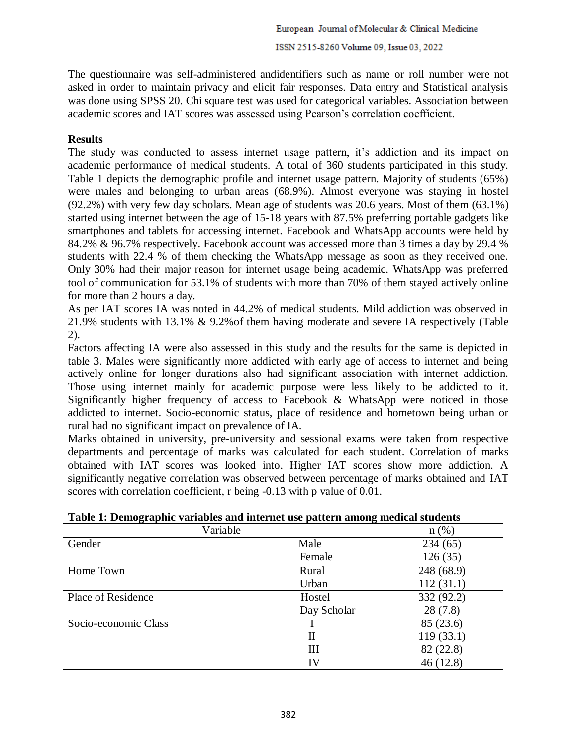The questionnaire was self-administered andidentifiers such as name or roll number were not asked in order to maintain privacy and elicit fair responses. Data entry and Statistical analysis was done using SPSS 20. Chi square test was used for categorical variables. Association between academic scores and IAT scores was assessed using Pearson's correlation coefficient.

**Results**

The study was conducted to assess internet usage pattern, it's addiction and its impact on academic performance of medical students. A total of 360 students participated in this study. Table 1 depicts the demographic profile and internet usage pattern. Majority of students (65%) were males and belonging to urban areas (68.9%). Almost everyone was staying in hostel (92.2%) with very few day scholars. Mean age of students was 20.6 years. Most of them (63.1%) started using internet between the age of 15-18 years with 87.5% preferring portable gadgets like smartphones and tablets for accessing internet. Facebook and WhatsApp accounts were held by 84.2% & 96.7% respectively. Facebook account was accessed more than 3 times a day by 29.4 % students with 22.4 % of them checking the WhatsApp message as soon as they received one. Only 30% had their major reason for internet usage being academic. WhatsApp was preferred tool of communication for 53.1% of students with more than 70% of them stayed actively online for more than 2 hours a day.

As per IAT scores IA was noted in 44.2% of medical students. Mild addiction was observed in 21.9% students with 13.1% & 9.2%of them having moderate and severe IA respectively (Table 2).

Factors affecting IA were also assessed in this study and the results for the same is depicted in table 3. Males were significantly more addicted with early age of access to internet and being actively online for longer durations also had significant association with internet addiction. Those using internet mainly for academic purpose were less likely to be addicted to it. Significantly higher frequency of access to Facebook & WhatsApp were noticed in those addicted to internet. Socio-economic status, place of residence and hometown being urban or rural had no significant impact on prevalence of IA.

Marks obtained in university, pre-university and sessional exams were taken from respective departments and percentage of marks was calculated for each student. Correlation of marks obtained with IAT scores was looked into. Higher IAT scores show more addiction. A significantly negative correlation was observed between percentage of marks obtained and IAT scores with correlation coefficient, r being -0.13 with p value of 0.01.

**Table 1: Demographic variables and internet use pattern among medical students**

| Variable | | n (%) |
|---|---|---|
| Gender | Male | 234 (65) |
| | Female | 126 (35) |
| Home Town | Rural | 248 (68.9) |
| | Urban | 112 (31.1) |
| Place of Residence | Hostel | 332 (92.2) |
| | Day Scholar | 28 (7.8) |
| Socio-economic Class | I | 85 (23.6) |
| | II | 119 (33.1) |
| | III | 82 (22.8) |
| | IV | 46 (12.8) |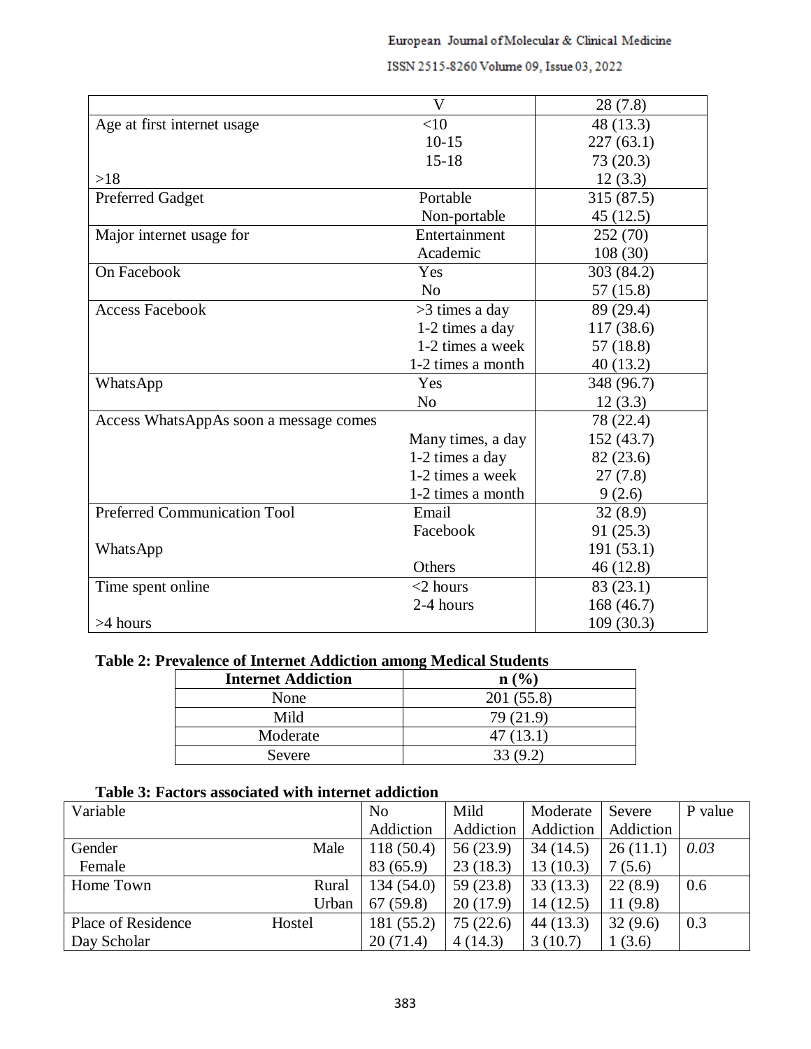| | | |
|---|---|---|
| | V | 28 (7.8) |
| Age at first internet usage | <10 | 48 (13.3) |
| | 10-15 | 227 (63.1) |
| | 15-18 | 73 (20.3) |
| >18 | | 12 (3.3) |
| Preferred Gadget | Portable | 315 (87.5) |
| | Non-portable | 45 (12.5) |
| Major internet usage for | Entertainment | 252 (70) |
| | Academic | 108 (30) |
| On Facebook | Yes | 303 (84.2) |
| | No | 57 (15.8) |
| Access Facebook | >3 times a day | 89 (29.4) |
| | 1-2 times a day | 117 (38.6) |
| | 1-2 times a week | 57 (18.8) |
| | 1-2 times a month | 40 (13.2) |
| WhatsApp | Yes | 348 (96.7) |
| | No | 12 (3.3) |
| Access WhatsAppAs soon a message comes | | 78 (22.4) |
| | Many times, a day | 152 (43.7) |
| | 1-2 times a day | 82 (23.6) |
| | 1-2 times a week | 27 (7.8) |
| | 1-2 times a month | 9 (2.6) |
| Preferred Communication Tool | Email | 32 (8.9) |
| | Facebook | 91 (25.3) |
| WhatsApp | | 191 (53.1) |
| | Others | 46 (12.8) |
| Time spent online | <2 hours | 83 (23.1) |
| | 2-4 hours | 168 (46.7) |
| >4 hours | | 109 (30.3) |

**Table 2: Prevalence of Internet Addiction among Medical Students**

| Internet Addiction | n (%) |
|---|---|
| None | 201 (55.8) |
| Mild | 79 (21.9) |
| Moderate | 47 (13.1) |
| Severe | 33 (9.2) |

**Table 3: Factors associated with internet addiction**

| Variable | | No Addiction | Mild Addiction | Moderate Addiction | Severe Addiction | P value |
|---|---|---|---|---|---|---|
| Gender | Male | 118 (50.4) | 56 (23.9) | 34 (14.5) | 26 (11.1) | *0.03* |
| Female | | 83 (65.9) | 23 (18.3) | 13 (10.3) | 7 (5.6) | |
| Home Town | Rural | 134 (54.0) | 59 (23.8) | 33 (13.3) | 22 (8.9) | 0.6 |
| | Urban | 67 (59.8) | 20 (17.9) | 14 (12.5) | 11 (9.8) | |
| Place of Residence | Hostel | 181 (55.2) | 75 (22.6) | 44 (13.3) | 32 (9.6) | 0.3 |
| Day Scholar | | 20 (71.4) | 4 (14.3) | 3 (10.7) | 1 (3.6) | |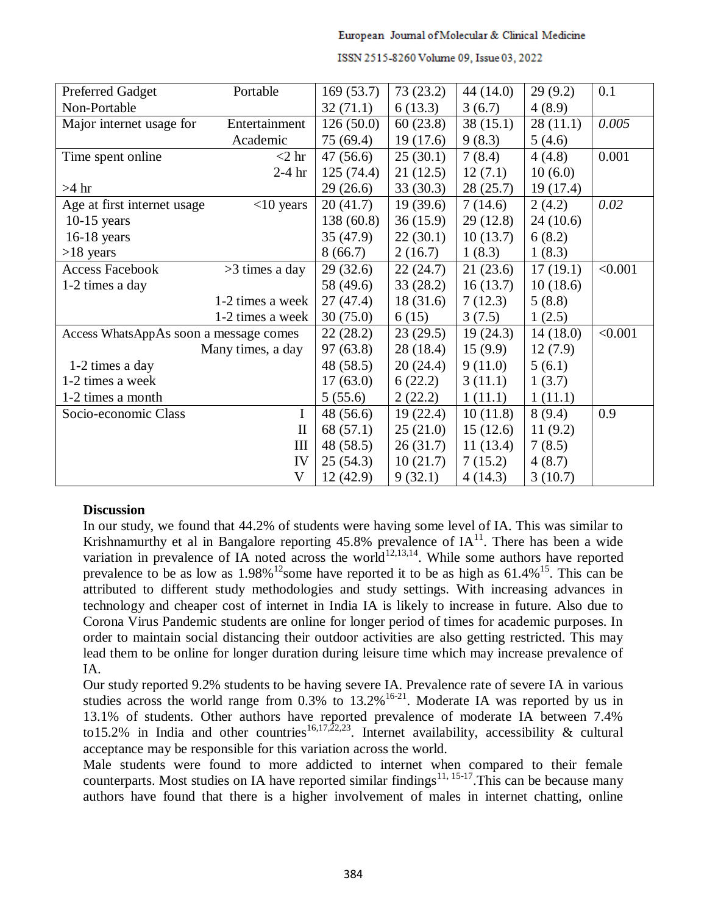| Preferred Gadget | Portable | 169 (53.7) | 73 (23.2) | 44 (14.0) | 29 (9.2) | 0.1 |
|---|---|---|---|---|---|---|
| Non-Portable | | 32 (71.1) | 6 (13.3) | 3 (6.7) | 4 (8.9) | |
| Major internet usage for | Entertainment | 126 (50.0) | 60 (23.8) | 38 (15.1) | 28 (11.1) | *0.005* |
| | Academic | 75 (69.4) | 19 (17.6) | 9 (8.3) | 5 (4.6) | |
| Time spent online | <2 hr | 47 (56.6) | 25 (30.1) | 7 (8.4) | 4 (4.8) | 0.001 |
| | 2-4 hr | 125 (74.4) | 21 (12.5) | 12 (7.1) | 10 (6.0) | |
| >4 hr | | 29 (26.6) | 33 (30.3) | 28 (25.7) | 19 (17.4) | |
| Age at first internet usage | <10 years | 20 (41.7) | 19 (39.6) | 7 (14.6) | 2 (4.2) | *0.02* |
| 10-15 years | | 138 (60.8) | 36 (15.9) | 29 (12.8) | 24 (10.6) | |
| 16-18 years | | 35 (47.9) | 22 (30.1) | 10 (13.7) | 6 (8.2) | |
| >18 years | | 8 (66.7) | 2 (16.7) | 1 (8.3) | 1 (8.3) | |
| Access Facebook | >3 times a day | 29 (32.6) | 22 (24.7) | 21 (23.6) | 17 (19.1) | <0.001 |
| 1-2 times a day | | 58 (49.6) | 33 (28.2) | 16 (13.7) | 10 (18.6) | |
| | 1-2 times a week | 27 (47.4) | 18 (31.6) | 7 (12.3) | 5 (8.8) | |
| | 1-2 times a week | 30 (75.0) | 6 (15) | 3 (7.5) | 1 (2.5) | |
| Access WhatsAppAs soon a message comes | | 22 (28.2) | 23 (29.5) | 19 (24.3) | 14 (18.0) | <0.001 |
| | Many times, a day | 97 (63.8) | 28 (18.4) | 15 (9.9) | 12 (7.9) | |
| 1-2 times a day | | 48 (58.5) | 20 (24.4) | 9 (11.0) | 5 (6.1) | |
| 1-2 times a week | | 17 (63.0) | 6 (22.2) | 3 (11.1) | 1 (3.7) | |
| 1-2 times a month | | 5 (55.6) | 2 (22.2) | 1 (11.1) | 1 (11.1) | |
| Socio-economic Class | I | 48 (56.6) | 19 (22.4) | 10 (11.8) | 8 (9.4) | 0.9 |
| | II | 68 (57.1) | 25 (21.0) | 15 (12.6) | 11 (9.2) | |
| | III | 48 (58.5) | 26 (31.7) | 11 (13.4) | 7 (8.5) | |
| | IV | 25 (54.3) | 10 (21.7) | 7 (15.2) | 4 (8.7) | |
| | V | 12 (42.9) | 9 (32.1) | 4 (14.3) | 3 (10.7) | |

**Discussion**

In our study, we found that 44.2% of students were having some level of IA. This was similar to Krishnamurthy et al in Bangalore reporting 45.8% prevalence of IA[11]. There has been a wide variation in prevalence of IA noted across the world[12,13,14]. While some authors have reported prevalence to be as low as 1.98%[12]some have reported it to be as high as 61.4%[15]. This can be attributed to different study methodologies and study settings. With increasing advances in technology and cheaper cost of internet in India IA is likely to increase in future. Also due to Corona Virus Pandemic students are online for longer period of times for academic purposes. In order to maintain social distancing their outdoor activities are also getting restricted. This may lead them to be online for longer duration during leisure time which may increase prevalence of IA.

Our study reported 9.2% students to be having severe IA. Prevalence rate of severe IA in various studies across the world range from 0.3% to 13.2%[16-21]. Moderate IA was reported by us in 13.1% of students. Other authors have reported prevalence of moderate IA between 7.4% to15.2% in India and other countries[16,17,22,23]. Internet availability, accessibility & cultural acceptance may be responsible for this variation across the world.

Male students were found to more addicted to internet when compared to their female counterparts. Most studies on IA have reported similar findings[11, 15-17].This can be because many authors have found that there is a higher involvement of males in internet chatting, online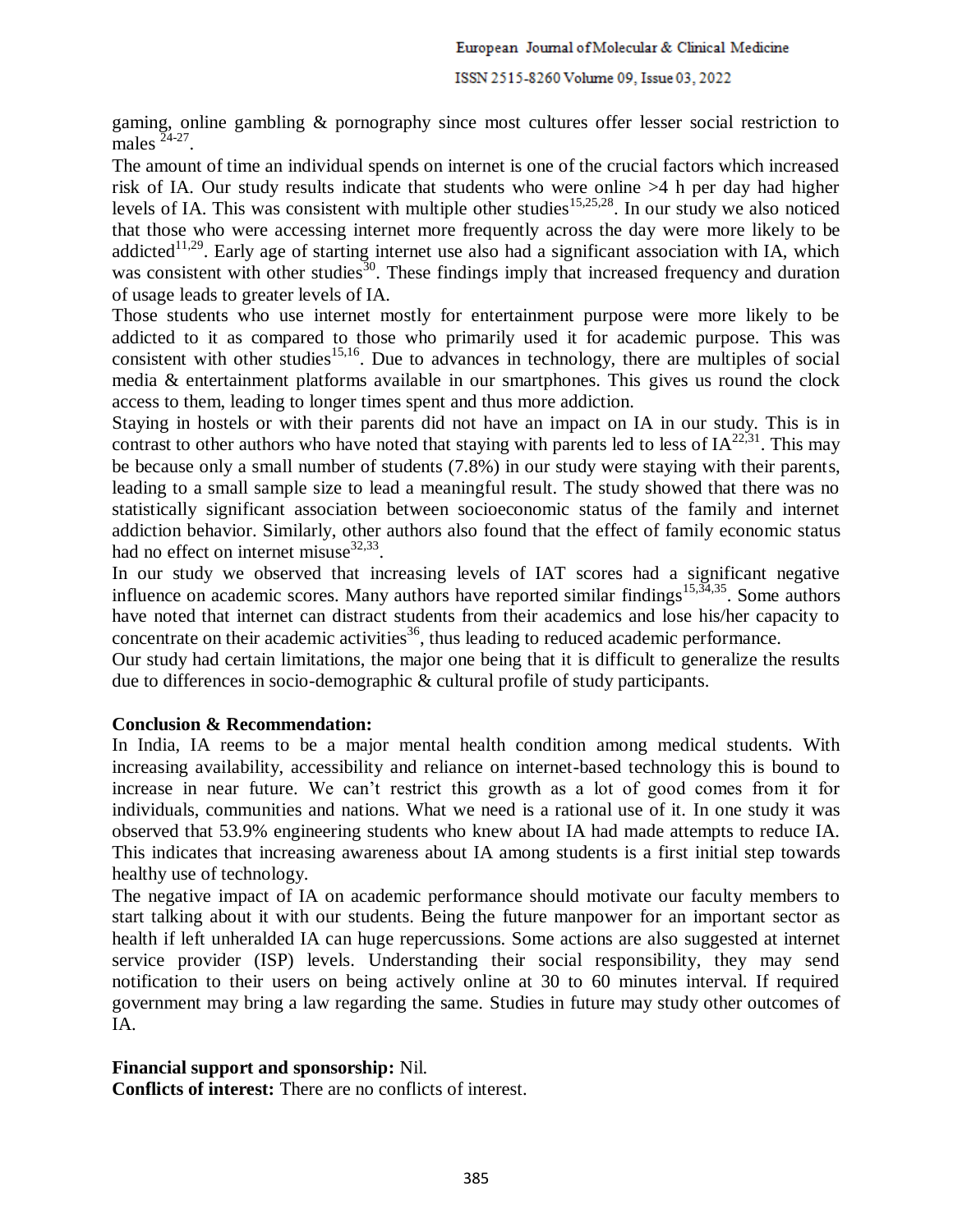gaming, online gambling & pornography since most cultures offer lesser social restriction to males [24-27].

The amount of time an individual spends on internet is one of the crucial factors which increased risk of IA. Our study results indicate that students who were online >4 h per day had higher levels of IA. This was consistent with multiple other studies[15,25,28]. In our study we also noticed that those who were accessing internet more frequently across the day were more likely to be addicted[11,29]. Early age of starting internet use also had a significant association with IA, which was consistent with other studies[30]. These findings imply that increased frequency and duration of usage leads to greater levels of IA.

Those students who use internet mostly for entertainment purpose were more likely to be addicted to it as compared to those who primarily used it for academic purpose. This was consistent with other studies[15,16]. Due to advances in technology, there are multiples of social media & entertainment platforms available in our smartphones. This gives us round the clock access to them, leading to longer times spent and thus more addiction.

Staying in hostels or with their parents did not have an impact on IA in our study. This is in contrast to other authors who have noted that staying with parents led to less of IA[22,31]. This may be because only a small number of students (7.8%) in our study were staying with their parents, leading to a small sample size to lead a meaningful result. The study showed that there was no statistically significant association between socioeconomic status of the family and internet addiction behavior. Similarly, other authors also found that the effect of family economic status had no effect on internet misuse[32,33].

In our study we observed that increasing levels of IAT scores had a significant negative influence on academic scores. Many authors have reported similar findings[15,34,35]. Some authors have noted that internet can distract students from their academics and lose his/her capacity to concentrate on their academic activities[36], thus leading to reduced academic performance.

Our study had certain limitations, the major one being that it is difficult to generalize the results due to differences in socio-demographic & cultural profile of study participants.

**Conclusion & Recommendation:**

In India, IA reems to be a major mental health condition among medical students. With increasing availability, accessibility and reliance on internet-based technology this is bound to increase in near future. We can't restrict this growth as a lot of good comes from it for individuals, communities and nations. What we need is a rational use of it. In one study it was observed that 53.9% engineering students who knew about IA had made attempts to reduce IA. This indicates that increasing awareness about IA among students is a first initial step towards healthy use of technology.

The negative impact of IA on academic performance should motivate our faculty members to start talking about it with our students. Being the future manpower for an important sector as health if left unheralded IA can huge repercussions. Some actions are also suggested at internet service provider (ISP) levels. Understanding their social responsibility, they may send notification to their users on being actively online at 30 to 60 minutes interval. If required government may bring a law regarding the same. Studies in future may study other outcomes of IA.

**Financial support and sponsorship:** Nil.

**Conflicts of interest:** There are no conflicts of interest.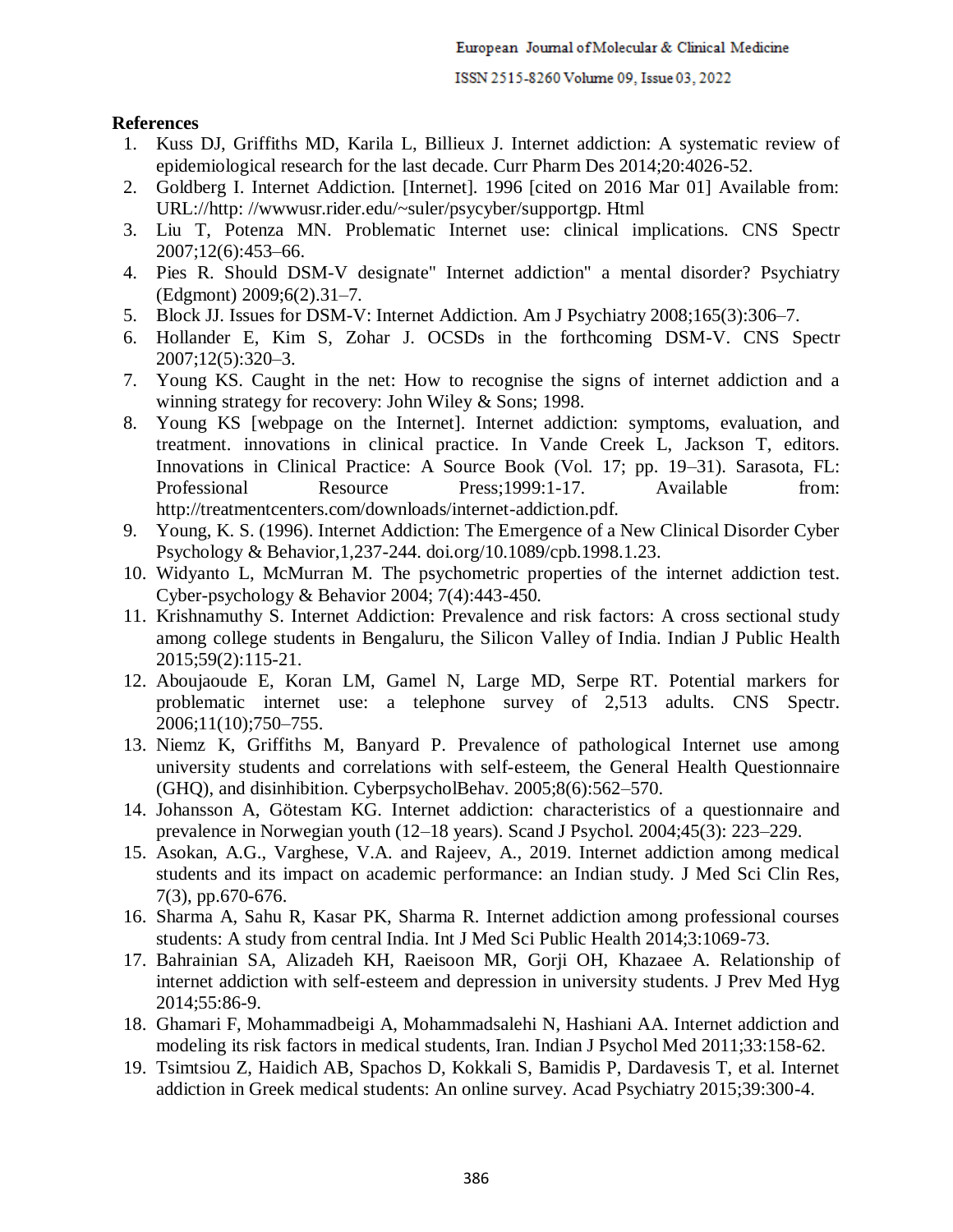**References**

1. Kuss DJ, Griffiths MD, Karila L, Billieux J. Internet addiction: A systematic review of epidemiological research for the last decade. Curr Pharm Des 2014;20:4026-52.
2. Goldberg I. Internet Addiction. [Internet]. 1996 [cited on 2016 Mar 01] Available from: URL://http: //wwwusr.rider.edu/~suler/psycyber/supportgp. Html
3. Liu T, Potenza MN. Problematic Internet use: clinical implications. CNS Spectr 2007;12(6):453–66.
4. Pies R. Should DSM-V designate" Internet addiction" a mental disorder? Psychiatry (Edgmont) 2009;6(2).31–7.
5. Block JJ. Issues for DSM-V: Internet Addiction. Am J Psychiatry 2008;165(3):306–7.
6. Hollander E, Kim S, Zohar J. OCSDs in the forthcoming DSM-V. CNS Spectr 2007;12(5):320–3.
7. Young KS. Caught in the net: How to recognise the signs of internet addiction and a winning strategy for recovery: John Wiley & Sons; 1998.
8. Young KS [webpage on the Internet]. Internet addiction: symptoms, evaluation, and treatment. innovations in clinical practice. In Vande Creek L, Jackson T, editors. Innovations in Clinical Practice: A Source Book (Vol. 17; pp. 19–31). Sarasota, FL: Professional Resource Press;1999:1-17. Available from: http://treatmentcenters.com/downloads/internet-addiction.pdf.
9. Young, K. S. (1996). Internet Addiction: The Emergence of a New Clinical Disorder Cyber Psychology & Behavior,1,237-244. doi.org/10.1089/cpb.1998.1.23.
10. Widyanto L, McMurran M. The psychometric properties of the internet addiction test. Cyber-psychology & Behavior 2004; 7(4):443-450.
11. Krishnamuthy S. Internet Addiction: Prevalence and risk factors: A cross sectional study among college students in Bengaluru, the Silicon Valley of India. Indian J Public Health 2015;59(2):115-21.
12. Aboujaoude E, Koran LM, Gamel N, Large MD, Serpe RT. Potential markers for problematic internet use: a telephone survey of 2,513 adults. CNS Spectr. 2006;11(10);750–755.
13. Niemz K, Griffiths M, Banyard P. Prevalence of pathological Internet use among university students and correlations with self-esteem, the General Health Questionnaire (GHQ), and disinhibition. CyberpsycholBehav. 2005;8(6):562–570.
14. Johansson A, Götestam KG. Internet addiction: characteristics of a questionnaire and prevalence in Norwegian youth (12–18 years). Scand J Psychol. 2004;45(3): 223–229.
15. Asokan, A.G., Varghese, V.A. and Rajeev, A., 2019. Internet addiction among medical students and its impact on academic performance: an Indian study. J Med Sci Clin Res, 7(3), pp.670-676.
16. Sharma A, Sahu R, Kasar PK, Sharma R. Internet addiction among professional courses students: A study from central India. Int J Med Sci Public Health 2014;3:1069-73.
17. Bahrainian SA, Alizadeh KH, Raeisoon MR, Gorji OH, Khazaee A. Relationship of internet addiction with self-esteem and depression in university students. J Prev Med Hyg 2014;55:86-9.
18. Ghamari F, Mohammadbeigi A, Mohammadsalehi N, Hashiani AA. Internet addiction and modeling its risk factors in medical students, Iran. Indian J Psychol Med 2011;33:158-62.
19. Tsimtsiou Z, Haidich AB, Spachos D, Kokkali S, Bamidis P, Dardavesis T, et al. Internet addiction in Greek medical students: An online survey. Acad Psychiatry 2015;39:300-4.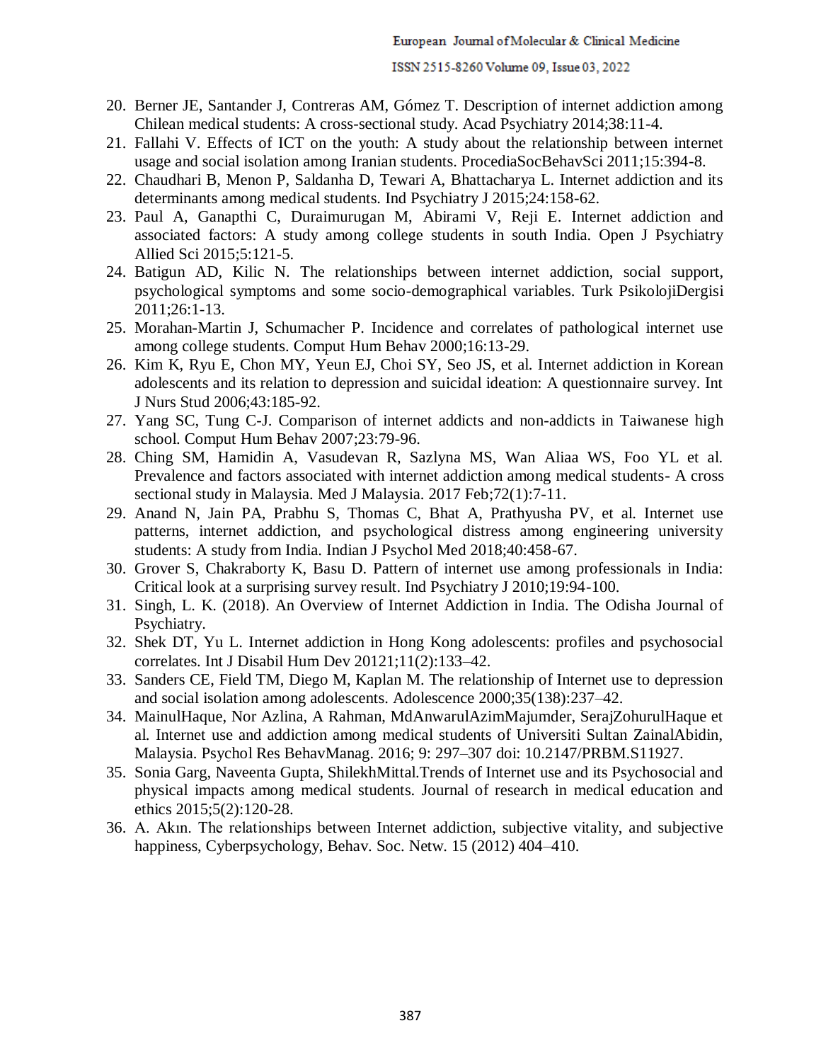20. Berner JE, Santander J, Contreras AM, Gómez T. Description of internet addiction among Chilean medical students: A cross-sectional study. Acad Psychiatry 2014;38:11-4.
21. Fallahi V. Effects of ICT on the youth: A study about the relationship between internet usage and social isolation among Iranian students. ProcediaSocBehavSci 2011;15:394-8.
22. Chaudhari B, Menon P, Saldanha D, Tewari A, Bhattacharya L. Internet addiction and its determinants among medical students. Ind Psychiatry J 2015;24:158-62.
23. Paul A, Ganapthi C, Duraimurugan M, Abirami V, Reji E. Internet addiction and associated factors: A study among college students in south India. Open J Psychiatry Allied Sci 2015;5:121-5.
24. Batigun AD, Kilic N. The relationships between internet addiction, social support, psychological symptoms and some socio-demographical variables. Turk PsikolojiDergisi 2011;26:1-13.
25. Morahan-Martin J, Schumacher P. Incidence and correlates of pathological internet use among college students. Comput Hum Behav 2000;16:13-29.
26. Kim K, Ryu E, Chon MY, Yeun EJ, Choi SY, Seo JS, et al. Internet addiction in Korean adolescents and its relation to depression and suicidal ideation: A questionnaire survey. Int J Nurs Stud 2006;43:185-92.
27. Yang SC, Tung C-J. Comparison of internet addicts and non-addicts in Taiwanese high school. Comput Hum Behav 2007;23:79-96.
28. Ching SM, Hamidin A, Vasudevan R, Sazlyna MS, Wan Aliaa WS, Foo YL et al. Prevalence and factors associated with internet addiction among medical students- A cross sectional study in Malaysia. Med J Malaysia. 2017 Feb;72(1):7-11.
29. Anand N, Jain PA, Prabhu S, Thomas C, Bhat A, Prathyusha PV, et al. Internet use patterns, internet addiction, and psychological distress among engineering university students: A study from India. Indian J Psychol Med 2018;40:458-67.
30. Grover S, Chakraborty K, Basu D. Pattern of internet use among professionals in India: Critical look at a surprising survey result. Ind Psychiatry J 2010;19:94-100.
31. Singh, L. K. (2018). An Overview of Internet Addiction in India. The Odisha Journal of Psychiatry.
32. Shek DT, Yu L. Internet addiction in Hong Kong adolescents: profiles and psychosocial correlates. Int J Disabil Hum Dev 20121;11(2):133–42.
33. Sanders CE, Field TM, Diego M, Kaplan M. The relationship of Internet use to depression and social isolation among adolescents. Adolescence 2000;35(138):237–42.
34. MainulHaque, Nor Azlina, A Rahman, MdAnwarulAzimMajumder, SerajZohurulHaque et al. Internet use and addiction among medical students of Universiti Sultan ZainalAbidin, Malaysia. Psychol Res BehavManag. 2016; 9: 297–307 doi: 10.2147/PRBM.S11927.
35. Sonia Garg, Naveenta Gupta, ShilekhMittal.Trends of Internet use and its Psychosocial and physical impacts among medical students. Journal of research in medical education and ethics 2015;5(2):120-28.
36. A. Akın. The relationships between Internet addiction, subjective vitality, and subjective happiness, Cyberpsychology, Behav. Soc. Netw. 15 (2012) 404–410.